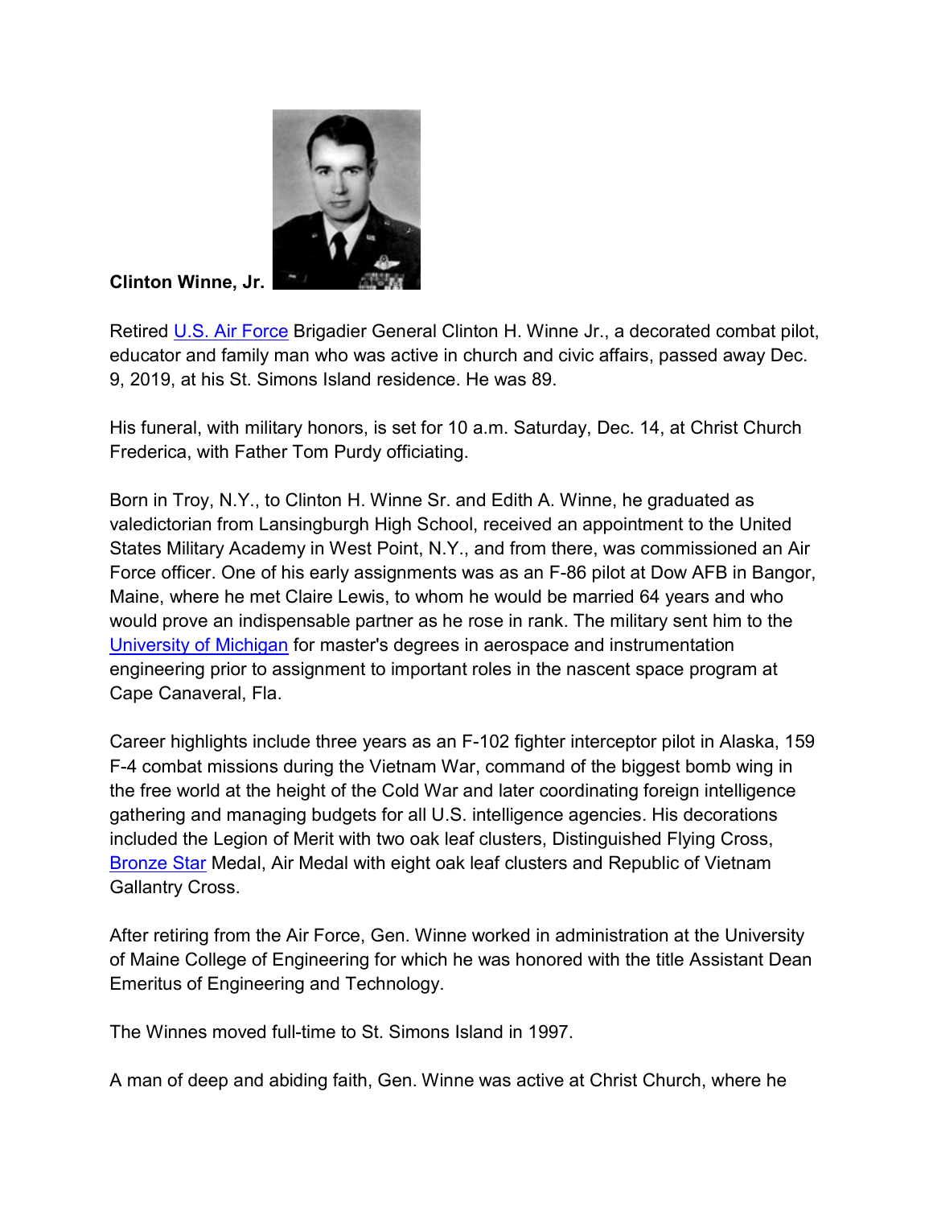**Clinton Winne, Jr.**

Retired U.S. Air Force Brigadier General Clinton H. Winne Jr., a decorated combat pilot, educator and family man who was active in church and civic affairs, passed away Dec. 9, 2019, at his St. Simons Island residence. He was 89.

His funeral, with military honors, is set for 10 a.m. Saturday, Dec. 14, at Christ Church Frederica, with Father Tom Purdy officiating.

Born in Troy, N.Y., to Clinton H. Winne Sr. and Edith A. Winne, he graduated as valedictorian from Lansingburgh High School, received an appointment to the United States Military Academy in West Point, N.Y., and from there, was commissioned an Air Force officer. One of his early assignments was as an F-86 pilot at Dow AFB in Bangor, Maine, where he met Claire Lewis, to whom he would be married 64 years and who would prove an indispensable partner as he rose in rank. The military sent him to the University of Michigan for master's degrees in aerospace and instrumentation engineering prior to assignment to important roles in the nascent space program at Cape Canaveral, Fla.

Career highlights include three years as an F-102 fighter interceptor pilot in Alaska, 159 F-4 combat missions during the Vietnam War, command of the biggest bomb wing in the free world at the height of the Cold War and later coordinating foreign intelligence gathering and managing budgets for all U.S. intelligence agencies. His decorations included the Legion of Merit with two oak leaf clusters, Distinguished Flying Cross, Bronze Star Medal, Air Medal with eight oak leaf clusters and Republic of Vietnam Gallantry Cross.

After retiring from the Air Force, Gen. Winne worked in administration at the University of Maine College of Engineering for which he was honored with the title Assistant Dean Emeritus of Engineering and Technology.

The Winnes moved full-time to St. Simons Island in 1997.

A man of deep and abiding faith, Gen. Winne was active at Christ Church, where he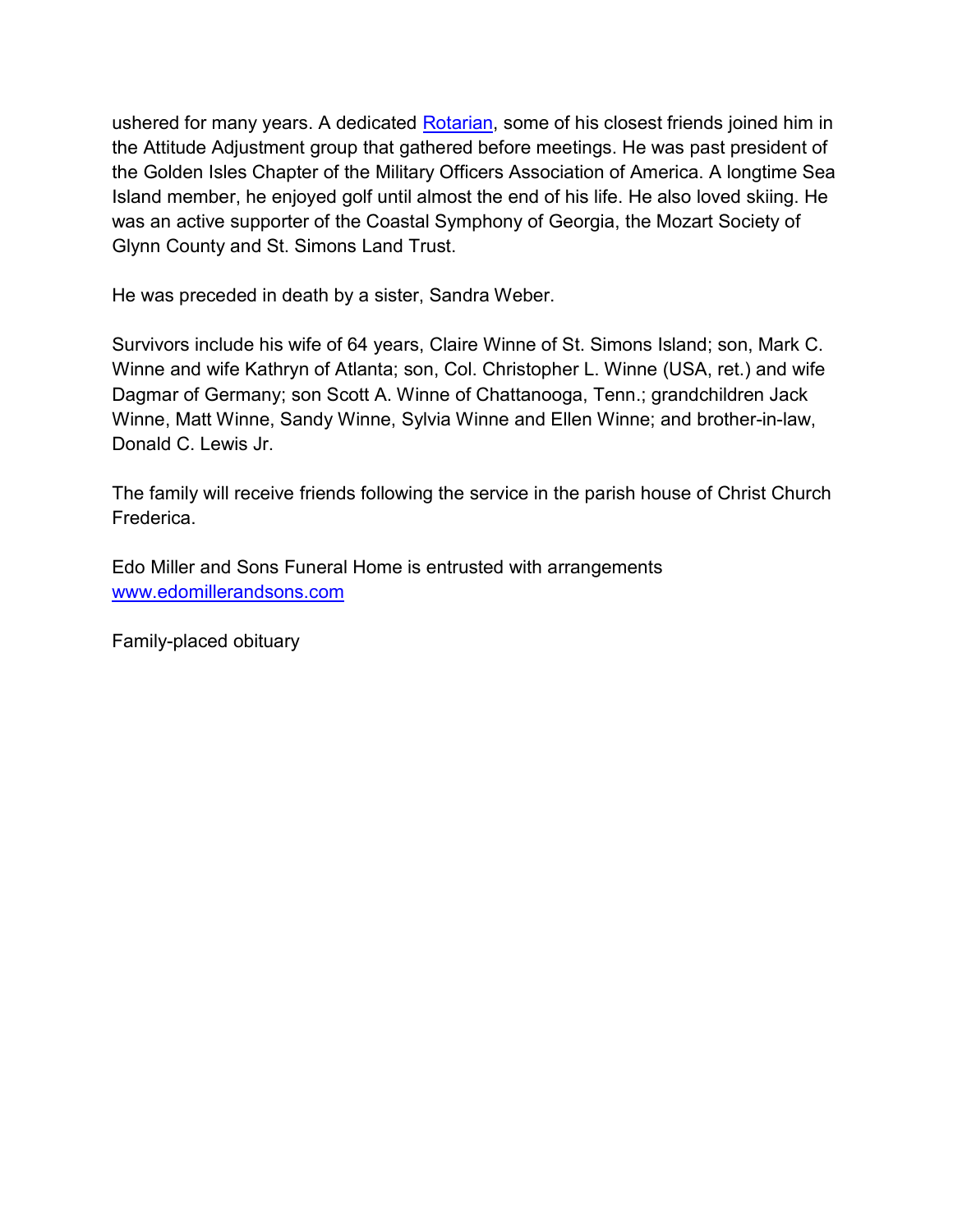ushered for many years. A dedicated Rotarian, some of his closest friends joined him in the Attitude Adjustment group that gathered before meetings. He was past president of the Golden Isles Chapter of the Military Officers Association of America. A longtime Sea Island member, he enjoyed golf until almost the end of his life. He also loved skiing. He was an active supporter of the Coastal Symphony of Georgia, the Mozart Society of Glynn County and St. Simons Land Trust.

He was preceded in death by a sister, Sandra Weber.

Survivors include his wife of 64 years, Claire Winne of St. Simons Island; son, Mark C. Winne and wife Kathryn of Atlanta; son, Col. Christopher L. Winne (USA, ret.) and wife Dagmar of Germany; son Scott A. Winne of Chattanooga, Tenn.; grandchildren Jack Winne, Matt Winne, Sandy Winne, Sylvia Winne and Ellen Winne; and brother-in-law, Donald C. Lewis Jr.

The family will receive friends following the service in the parish house of Christ Church Frederica.

Edo Miller and Sons Funeral Home is entrusted with arrangements
www.edomillerandsons.com

Family-placed obituary